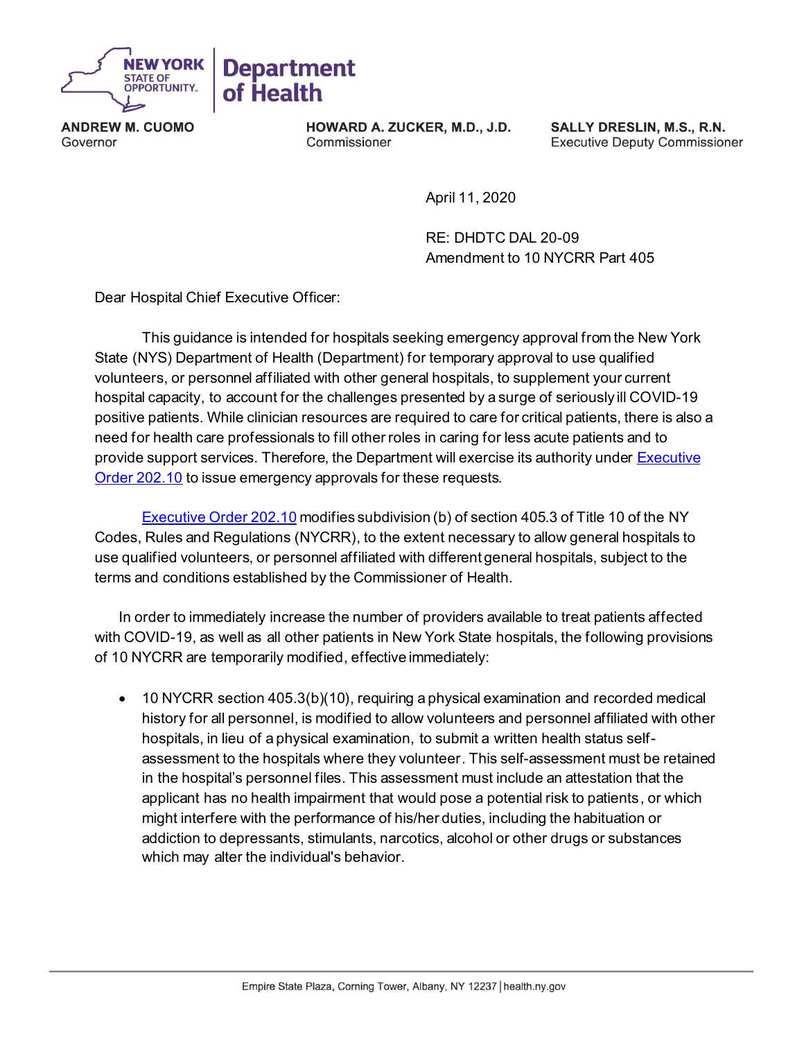NEW YORK STATE OF OPPORTUNITY. | Department of Health

**ANDREW M. CUOMO**
Governor

**HOWARD A. ZUCKER, M.D., J.D.**
Commissioner

**SALLY DRESLIN, M.S., R.N.**
Executive Deputy Commissioner

April 11, 2020

RE: DHDTC DAL 20-09
Amendment to 10 NYCRR Part 405

Dear Hospital Chief Executive Officer:

This guidance is intended for hospitals seeking emergency approval from the New York State (NYS) Department of Health (Department) for temporary approval to use qualified volunteers, or personnel affiliated with other general hospitals, to supplement your current hospital capacity, to account for the challenges presented by a surge of seriously ill COVID-19 positive patients. While clinician resources are required to care for critical patients, there is also a need for health care professionals to fill other roles in caring for less acute patients and to provide support services. Therefore, the Department will exercise its authority under Executive Order 202.10 to issue emergency approvals for these requests.

Executive Order 202.10 modifies subdivision (b) of section 405.3 of Title 10 of the NY Codes, Rules and Regulations (NYCRR), to the extent necessary to allow general hospitals to use qualified volunteers, or personnel affiliated with different general hospitals, subject to the terms and conditions established by the Commissioner of Health.

In order to immediately increase the number of providers available to treat patients affected with COVID-19, as well as all other patients in New York State hospitals, the following provisions of 10 NYCRR are temporarily modified, effective immediately:

- 10 NYCRR section 405.3(b)(10), requiring a physical examination and recorded medical history for all personnel, is modified to allow volunteers and personnel affiliated with other hospitals, in lieu of a physical examination, to submit a written health status self-assessment to the hospitals where they volunteer. This self-assessment must be retained in the hospital's personnel files. This assessment must include an attestation that the applicant has no health impairment that would pose a potential risk to patients, or which might interfere with the performance of his/her duties, including the habituation or addiction to depressants, stimulants, narcotics, alcohol or other drugs or substances which may alter the individual's behavior.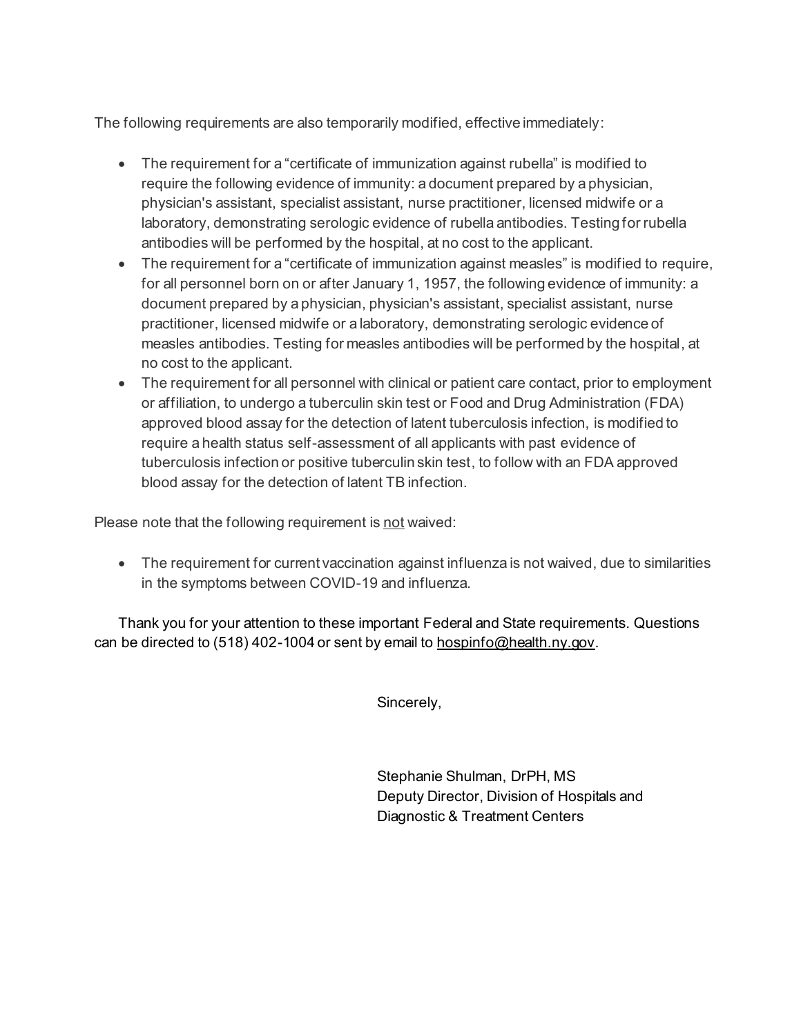The following requirements are also temporarily modified, effective immediately:

- The requirement for a "certificate of immunization against rubella" is modified to require the following evidence of immunity: a document prepared by a physician, physician's assistant, specialist assistant, nurse practitioner, licensed midwife or a laboratory, demonstrating serologic evidence of rubella antibodies. Testing for rubella antibodies will be performed by the hospital, at no cost to the applicant.
- The requirement for a "certificate of immunization against measles" is modified to require, for all personnel born on or after January 1, 1957, the following evidence of immunity: a document prepared by a physician, physician's assistant, specialist assistant, nurse practitioner, licensed midwife or a laboratory, demonstrating serologic evidence of measles antibodies. Testing for measles antibodies will be performed by the hospital, at no cost to the applicant.
- The requirement for all personnel with clinical or patient care contact, prior to employment or affiliation, to undergo a tuberculin skin test or Food and Drug Administration (FDA) approved blood assay for the detection of latent tuberculosis infection, is modified to require a health status self-assessment of all applicants with past evidence of tuberculosis infection or positive tuberculin skin test, to follow with an FDA approved blood assay for the detection of latent TB infection.

Please note that the following requirement is <u>not</u> waived:

- The requirement for current vaccination against influenza is not waived, due to similarities in the symptoms between COVID-19 and influenza.

Thank you for your attention to these important Federal and State requirements. Questions can be directed to (518) 402-1004 or sent by email to hospinfo@health.ny.gov.

Sincerely,

Stephanie Shulman, DrPH, MS
Deputy Director, Division of Hospitals and
Diagnostic & Treatment Centers